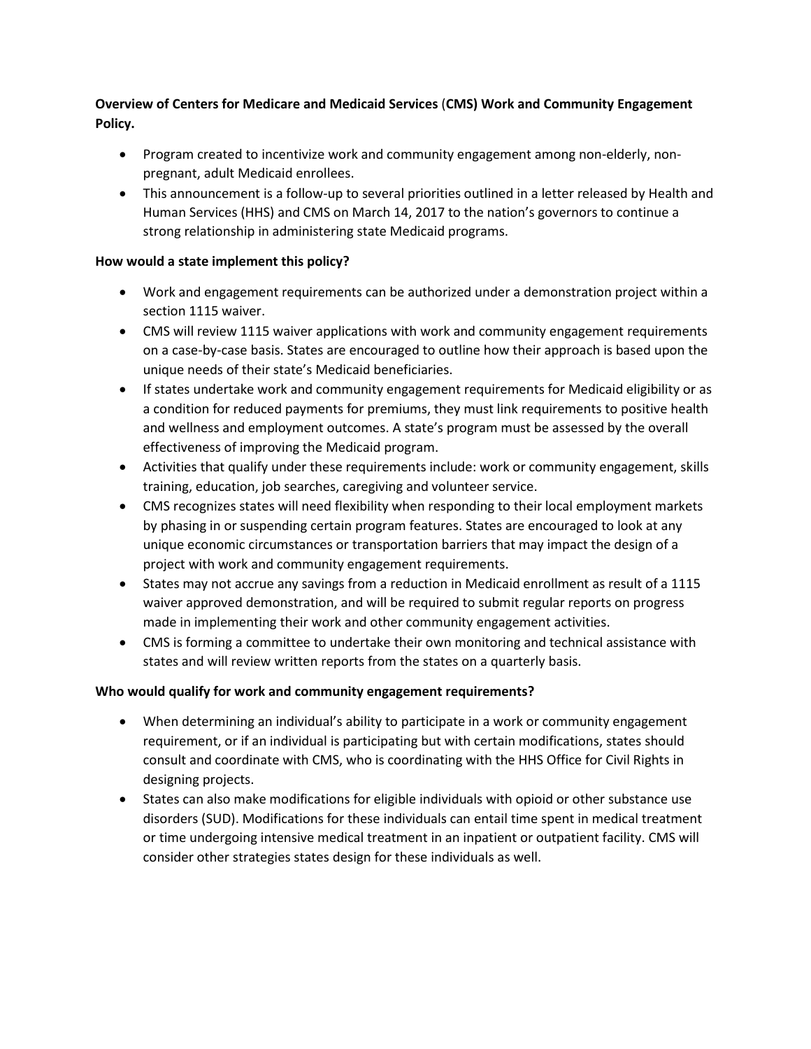**Overview of Centers for Medicare and Medicaid Services (CMS) Work and Community Engagement Policy.**

- Program created to incentivize work and community engagement among non-elderly, non-pregnant, adult Medicaid enrollees.
- This announcement is a follow-up to several priorities outlined in a letter released by Health and Human Services (HHS) and CMS on March 14, 2017 to the nation's governors to continue a strong relationship in administering state Medicaid programs.

**How would a state implement this policy?**

- Work and engagement requirements can be authorized under a demonstration project within a section 1115 waiver.
- CMS will review 1115 waiver applications with work and community engagement requirements on a case-by-case basis. States are encouraged to outline how their approach is based upon the unique needs of their state's Medicaid beneficiaries.
- If states undertake work and community engagement requirements for Medicaid eligibility or as a condition for reduced payments for premiums, they must link requirements to positive health and wellness and employment outcomes. A state's program must be assessed by the overall effectiveness of improving the Medicaid program.
- Activities that qualify under these requirements include: work or community engagement, skills training, education, job searches, caregiving and volunteer service.
- CMS recognizes states will need flexibility when responding to their local employment markets by phasing in or suspending certain program features. States are encouraged to look at any unique economic circumstances or transportation barriers that may impact the design of a project with work and community engagement requirements.
- States may not accrue any savings from a reduction in Medicaid enrollment as result of a 1115 waiver approved demonstration, and will be required to submit regular reports on progress made in implementing their work and other community engagement activities.
- CMS is forming a committee to undertake their own monitoring and technical assistance with states and will review written reports from the states on a quarterly basis.

**Who would qualify for work and community engagement requirements?**

- When determining an individual's ability to participate in a work or community engagement requirement, or if an individual is participating but with certain modifications, states should consult and coordinate with CMS, who is coordinating with the HHS Office for Civil Rights in designing projects.
- States can also make modifications for eligible individuals with opioid or other substance use disorders (SUD). Modifications for these individuals can entail time spent in medical treatment or time undergoing intensive medical treatment in an inpatient or outpatient facility. CMS will consider other strategies states design for these individuals as well.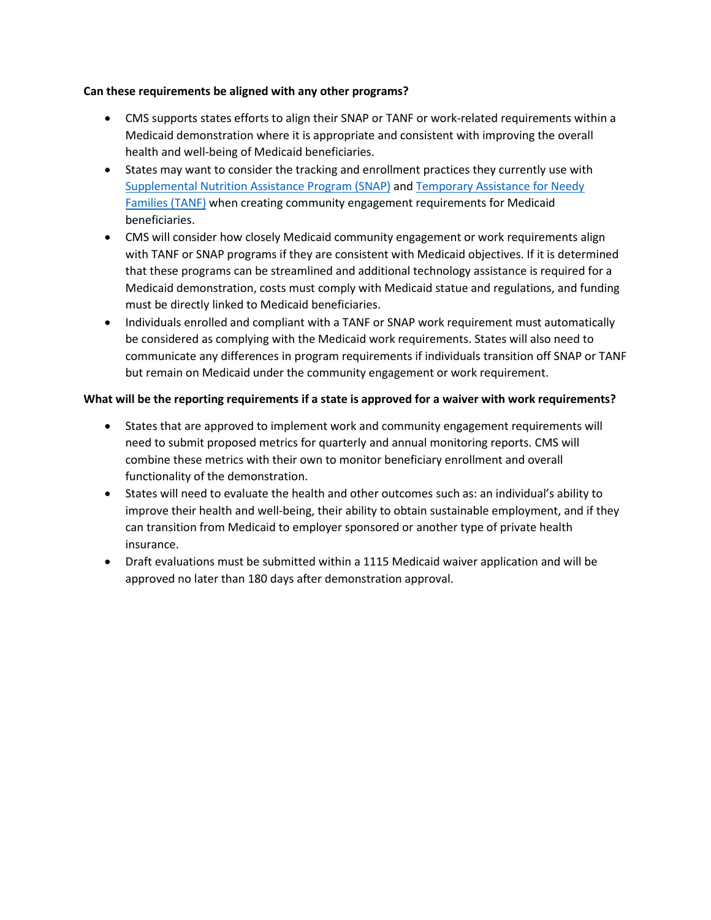**Can these requirements be aligned with any other programs?**

- CMS supports states efforts to align their SNAP or TANF or work-related requirements within a Medicaid demonstration where it is appropriate and consistent with improving the overall health and well-being of Medicaid beneficiaries.
- States may want to consider the tracking and enrollment practices they currently use with Supplemental Nutrition Assistance Program (SNAP) and Temporary Assistance for Needy Families (TANF) when creating community engagement requirements for Medicaid beneficiaries.
- CMS will consider how closely Medicaid community engagement or work requirements align with TANF or SNAP programs if they are consistent with Medicaid objectives. If it is determined that these programs can be streamlined and additional technology assistance is required for a Medicaid demonstration, costs must comply with Medicaid statue and regulations, and funding must be directly linked to Medicaid beneficiaries.
- Individuals enrolled and compliant with a TANF or SNAP work requirement must automatically be considered as complying with the Medicaid work requirements. States will also need to communicate any differences in program requirements if individuals transition off SNAP or TANF but remain on Medicaid under the community engagement or work requirement.

**What will be the reporting requirements if a state is approved for a waiver with work requirements?**

- States that are approved to implement work and community engagement requirements will need to submit proposed metrics for quarterly and annual monitoring reports. CMS will combine these metrics with their own to monitor beneficiary enrollment and overall functionality of the demonstration.
- States will need to evaluate the health and other outcomes such as: an individual's ability to improve their health and well-being, their ability to obtain sustainable employment, and if they can transition from Medicaid to employer sponsored or another type of private health insurance.
- Draft evaluations must be submitted within a 1115 Medicaid waiver application and will be approved no later than 180 days after demonstration approval.